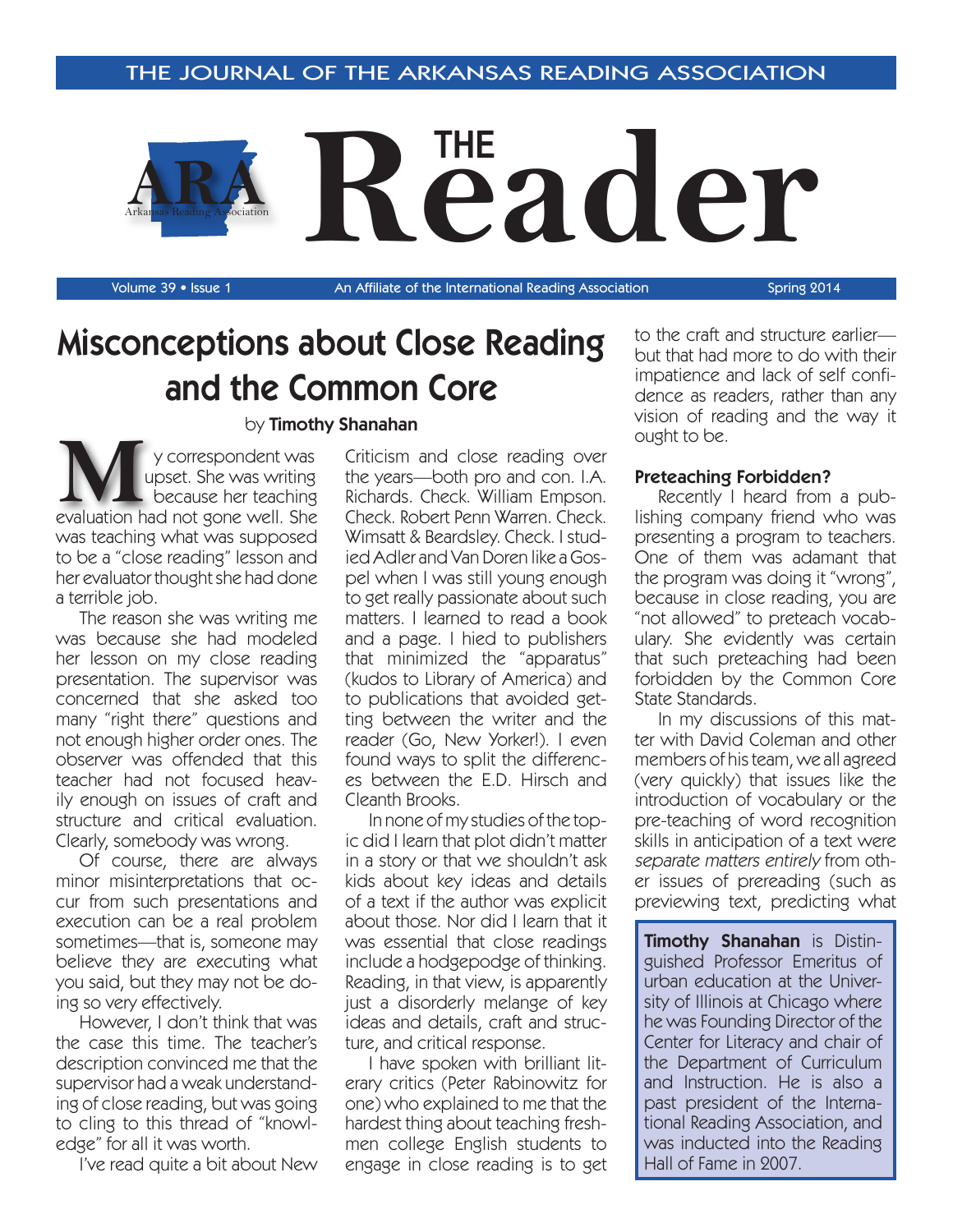# Misconceptions about Close Reading and the Common Core

by **Timothy Shanahan**

My correspondent was upset. She was writing because her teaching evaluation had not gone well. She was teaching what was supposed to be a "close reading" lesson and her evaluator thought she had done a terrible job.

The reason she was writing me was because she had modeled her lesson on my close reading presentation. The supervisor was concerned that she asked too many "right there" questions and not enough higher order ones. The observer was offended that this teacher had not focused heavily enough on issues of craft and structure and critical evaluation. Clearly, somebody was wrong.

Of course, there are always minor misinterpretations that occur from such presentations and execution can be a real problem sometimes—that is, someone may believe they are executing what you said, but they may not be doing so very effectively.

However, I don't think that was the case this time. The teacher's description convinced me that the supervisor had a weak understanding of close reading, but was going to cling to this thread of "knowledge" for all it was worth.

I've read quite a bit about New Criticism and close reading over the years—both pro and con. I.A. Richards. Check. William Empson. Check. Robert Penn Warren. Check. Wimsatt & Beardsley. Check. I studied Adler and Van Doren like a Gospel when I was still young enough to get really passionate about such matters. I learned to read a book and a page. I hied to publishers that minimized the "apparatus" (kudos to Library of America) and to publications that avoided getting between the writer and the reader (Go, New Yorker!). I even found ways to split the differences between the E.D. Hirsch and Cleanth Brooks.

In none of my studies of the topic did I learn that plot didn't matter in a story or that we shouldn't ask kids about key ideas and details of a text if the author was explicit about those. Nor did I learn that it was essential that close readings include a hodgepodge of thinking. Reading, in that view, is apparently just a disorderly melange of key ideas and details, craft and structure, and critical response.

I have spoken with brilliant literary critics (Peter Rabinowitz for one) who explained to me that the hardest thing about teaching freshmen college English students to engage in close reading is to get to the craft and structure earlier—but that had more to do with their impatience and lack of self confidence as readers, rather than any vision of reading and the way it ought to be.

### Preteaching Forbidden?

Recently I heard from a publishing company friend who was presenting a program to teachers. One of them was adamant that the program was doing it "wrong", because in close reading, you are "not allowed" to preteach vocabulary. She evidently was certain that such preteaching had been forbidden by the Common Core State Standards.

In my discussions of this matter with David Coleman and other members of his team, we all agreed (very quickly) that issues like the introduction of vocabulary or the pre-teaching of word recognition skills in anticipation of a text were *separate matters entirely* from other issues of prereading (such as previewing text, predicting what

**Timothy Shanahan** is Distinguished Professor Emeritus of urban education at the University of Illinois at Chicago where he was Founding Director of the Center for Literacy and chair of the Department of Curriculum and Instruction. He is also a past president of the International Reading Association, and was inducted into the Reading Hall of Fame in 2007.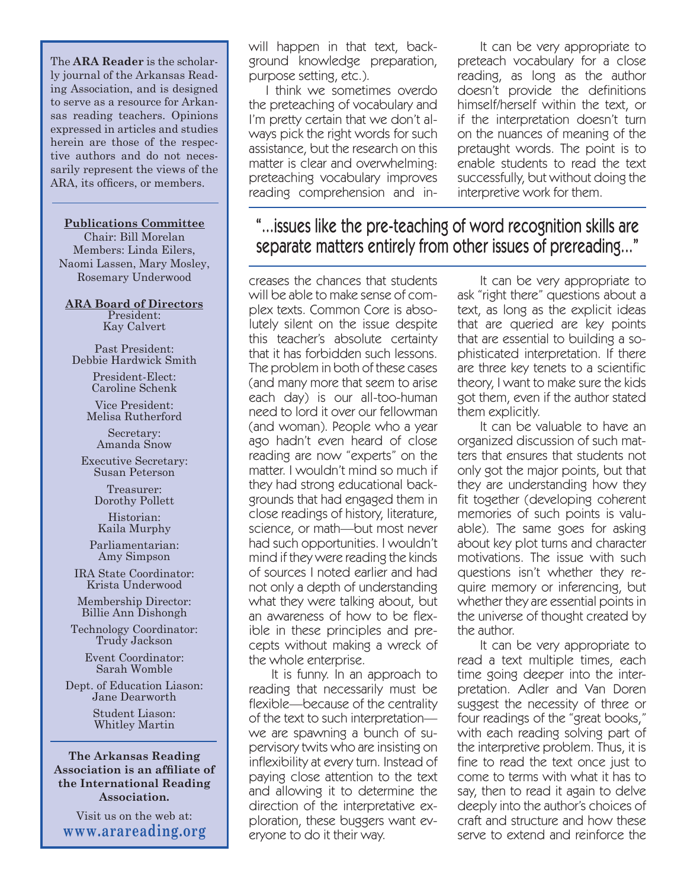The **ARA Reader** is the scholarly journal of the Arkansas Reading Association, and is designed to serve as a resource for Arkansas reading teachers. Opinions expressed in articles and studies herein are those of the respective authors and do not necessarily represent the views of the ARA, its officers, or members.

**Publications Committee**
Chair: Bill Morelan
Members: Linda Eilers, Naomi Lassen, Mary Mosley, Rosemary Underwood

**ARA Board of Directors**
President: Kay Calvert
Past President: Debbie Hardwick Smith
President-Elect: Caroline Schenk
Vice President: Melisa Rutherford
Secretary: Amanda Snow
Executive Secretary: Susan Peterson
Treasurer: Dorothy Pollett
Historian: Kaila Murphy
Parliamentarian: Amy Simpson
IRA State Coordinator: Krista Underwood
Membership Director: Billie Ann Dishongh
Technology Coordinator: Trudy Jackson
Event Coordinator: Sarah Womble
Dept. of Education Liason: Jane Dearworth
Student Liason: Whitley Martin

**The Arkansas Reading Association is an affiliate of the International Reading Association.**

Visit us on the web at: **www.arareading.org**

will happen in that text, background knowledge preparation, purpose setting, etc.).

I think we sometimes overdo the preteaching of vocabulary and I'm pretty certain that we don't always pick the right words for such assistance, but the research on this matter is clear and overwhelming: preteaching vocabulary improves reading comprehension and increases the chances that students will be able to make sense of complex texts. Common Core is absolutely silent on the issue despite this teacher's absolute certainty that it has forbidden such lessons. The problem in both of these cases (and many more that seem to arise each day) is our all-too-human need to lord it over our fellowman (and woman). People who a year ago hadn't even heard of close reading are now "experts" on the matter. I wouldn't mind so much if they had strong educational backgrounds that had engaged them in close readings of history, literature, science, or math—but most never had such opportunities. I wouldn't mind if they were reading the kinds of sources I noted earlier and had not only a depth of understanding what they were talking about, but an awareness of how to be flexible in these principles and precepts without making a wreck of the whole enterprise.

It is funny. In an approach to reading that necessarily must be flexible—because of the centrality of the text to such interpretation—we are spawning a bunch of supervisory twits who are insisting on inflexibility at every turn. Instead of paying close attention to the text and allowing it to determine the direction of the interpretative exploration, these buggers want everyone to do it their way.

It can be very appropriate to preteach vocabulary for a close reading, as long as the author doesn't provide the definitions himself/herself within the text, or if the interpretation doesn't turn on the nuances of meaning of the pretaught words. The point is to enable students to read the text successfully, but without doing the interpretive work for them.

> "...issues like the pre-teaching of word recognition skills are separate matters entirely from other issues of prereading..."

It can be very appropriate to ask "right there" questions about a text, as long as the explicit ideas that are queried are key points that are essential to building a sophisticated interpretation. If there are three key tenets to a scientific theory, I want to make sure the kids got them, even if the author stated them explicitly.

It can be valuable to have an organized discussion of such matters that ensures that students not only got the major points, but that they are understanding how they fit together (developing coherent memories of such points is valuable). The same goes for asking about key plot turns and character motivations. The issue with such questions isn't whether they require memory or inferencing, but whether they are essential points in the universe of thought created by the author.

It can be very appropriate to read a text multiple times, each time going deeper into the interpretation. Adler and Van Doren suggest the necessity of three or four readings of the "great books," with each reading solving part of the interpretive problem. Thus, it is fine to read the text once just to come to terms with what it has to say, then to read it again to delve deeply into the author's choices of craft and structure and how these serve to extend and reinforce the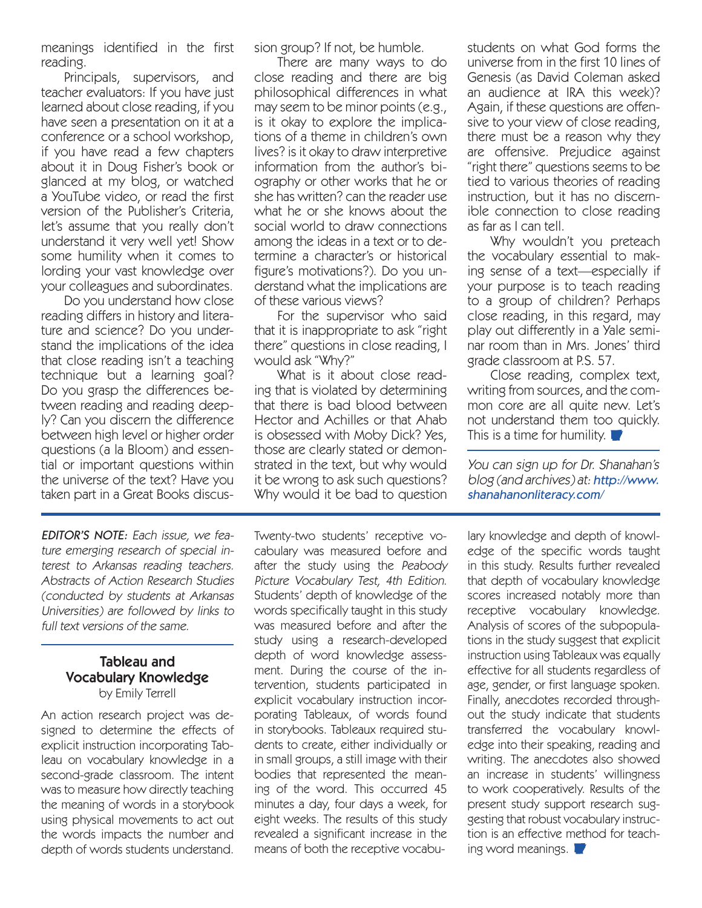meanings identified in the first reading.

Principals, supervisors, and teacher evaluators: If you have just learned about close reading, if you have seen a presentation on it at a conference or a school workshop, if you have read a few chapters about it in Doug Fisher's book or glanced at my blog, or watched a YouTube video, or read the first version of the Publisher's Criteria, let's assume that you really don't understand it very well yet! Show some humility when it comes to lording your vast knowledge over your colleagues and subordinates.

Do you understand how close reading differs in history and literature and science? Do you understand the implications of the idea that close reading isn't a teaching technique but a learning goal? Do you grasp the differences between reading and reading deeply? Can you discern the difference between high level or higher order questions (a la Bloom) and essential or important questions within the universe of the text? Have you taken part in a Great Books discussion group? If not, be humble.

There are many ways to do close reading and there are big philosophical differences in what may seem to be minor points (e.g., is it okay to explore the implications of a theme in children's own lives? is it okay to draw interpretive information from the author's biography or other works that he or she has written? can the reader use what he or she knows about the social world to draw connections among the ideas in a text or to determine a character's or historical figure's motivations?). Do you understand what the implications are of these various views?

For the supervisor who said that it is inappropriate to ask "right there" questions in close reading, I would ask "Why?"

What is it about close reading that is violated by determining that there is bad blood between Hector and Achilles or that Ahab is obsessed with Moby Dick? Yes, those are clearly stated or demonstrated in the text, but why would it be wrong to ask such questions? Why would it be bad to question students on what God forms the universe from in the first 10 lines of Genesis (as David Coleman asked an audience at IRA this week)? Again, if these questions are offensive to your view of close reading, there must be a reason why they are offensive. Prejudice against "right there" questions seems to be tied to various theories of reading instruction, but it has no discernible connection to close reading as far as I can tell.

Why wouldn't you preteach the vocabulary essential to making sense of a text—especially if your purpose is to teach reading to a group of children? Perhaps close reading, in this regard, may play out differently in a Yale seminar room than in Mrs. Jones' third grade classroom at P.S. 57.

Close reading, complex text, writing from sources, and the common core are all quite new. Let's not understand them too quickly. This is a time for humility.

---

*You can sign up for Dr. Shanahan's blog (and archives) at:* **http://www.shanahanonliteracy.com/**

---

***EDITOR'S NOTE:*** *Each issue, we feature emerging research of special interest to Arkansas reading teachers. Abstracts of Action Research Studies (conducted by students at Arkansas Universities) are followed by links to full text versions of the same.*

---

## Tableau and Vocabulary Knowledge

by Emily Terrell

An action research project was designed to determine the effects of explicit instruction incorporating Tableau on vocabulary knowledge in a second-grade classroom. The intent was to measure how directly teaching the meaning of words in a storybook using physical movements to act out the words impacts the number and depth of words students understand. Twenty-two students' receptive vocabulary was measured before and after the study using the *Peabody Picture Vocabulary Test, 4th Edition.* Students' depth of knowledge of the words specifically taught in this study was measured before and after the study using a research-developed depth of word knowledge assessment. During the course of the intervention, students participated in explicit vocabulary instruction incorporating Tableaux, of words found in storybooks. Tableaux required students to create, either individually or in small groups, a still image with their bodies that represented the meaning of the word. This occurred 45 minutes a day, four days a week, for eight weeks. The results of this study revealed a significant increase in the means of both the receptive vocabulary knowledge and depth of knowledge of the specific words taught in this study. Results further revealed that depth of vocabulary knowledge scores increased notably more than receptive vocabulary knowledge. Analysis of scores of the subpopulations in the study suggest that explicit instruction using Tableaux was equally effective for all students regardless of age, gender, or first language spoken. Finally, anecdotes recorded throughout the study indicate that students transferred the vocabulary knowledge into their speaking, reading and writing. The anecdotes also showed an increase in students' willingness to work cooperatively. Results of the present study support research suggesting that robust vocabulary instruction is an effective method for teaching word meanings.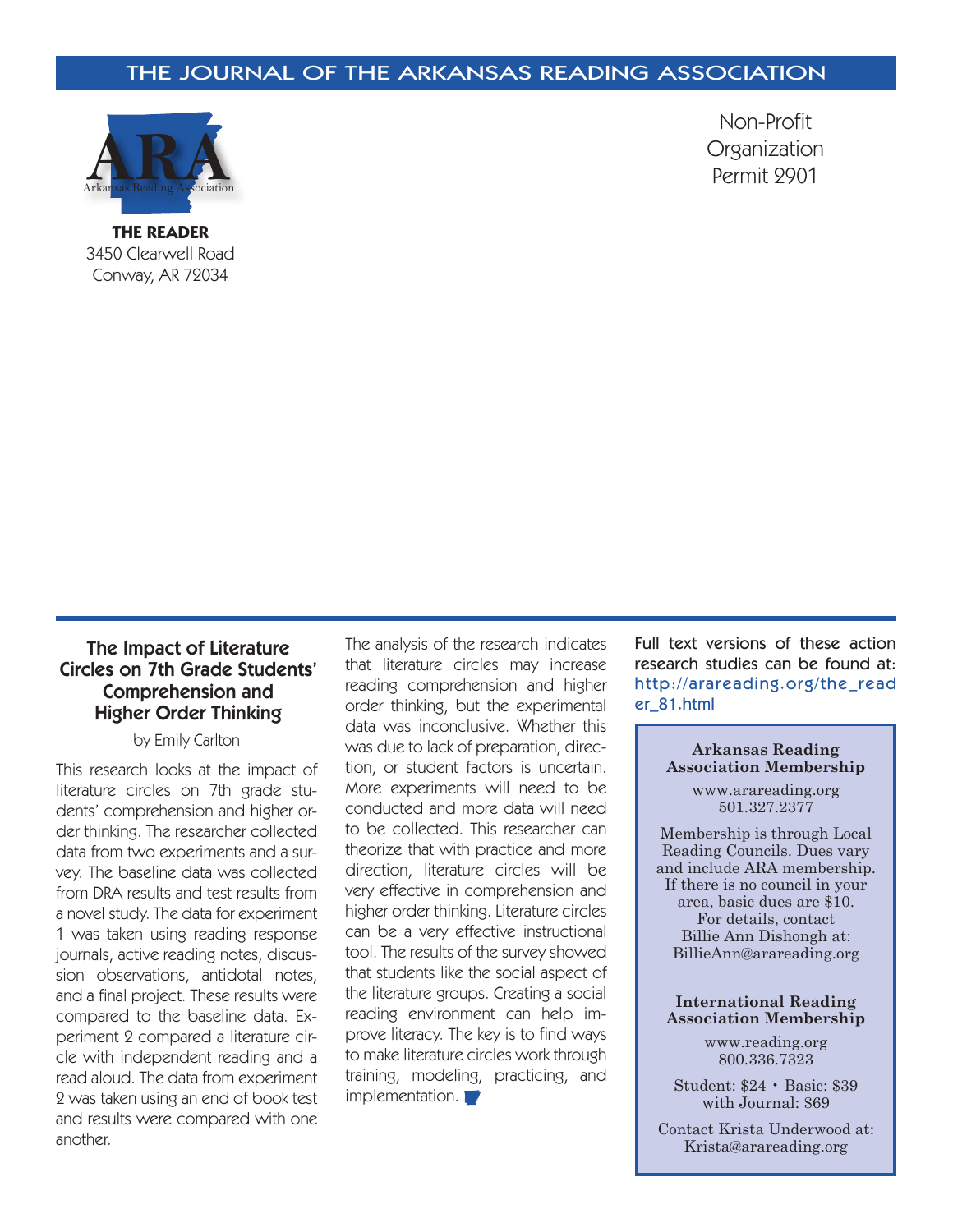# THE JOURNAL OF THE ARKANSAS READING ASSOCIATION

ARA Arkansas Reading Association

**THE READER**
3450 Clearwell Road
Conway, AR 72034

Non-Profit
Organization
Permit 2901

## The Impact of Literature Circles on 7th Grade Students' Comprehension and Higher Order Thinking

by Emily Carlton

This research looks at the impact of literature circles on 7th grade students' comprehension and higher order thinking. The researcher collected data from two experiments and a survey. The baseline data was collected from DRA results and test results from a novel study. The data for experiment 1 was taken using reading response journals, active reading notes, discussion observations, antidotal notes, and a final project. These results were compared to the baseline data. Experiment 2 compared a literature circle with independent reading and a read aloud. The data from experiment 2 was taken using an end of book test and results were compared with one another.

The analysis of the research indicates that literature circles may increase reading comprehension and higher order thinking, but the experimental data was inconclusive. Whether this was due to lack of preparation, direction, or student factors is uncertain. More experiments will need to be conducted and more data will need to be collected. This researcher can theorize that with practice and more direction, literature circles will be very effective in comprehension and higher order thinking. Literature circles can be a very effective instructional tool. The results of the survey showed that students like the social aspect of the literature groups. Creating a social reading environment can help improve literacy. The key is to find ways to make literature circles work through training, modeling, practicing, and implementation.

Full text versions of these action research studies can be found at: http://arareading.org/the_reader_81.html

**Arkansas Reading Association Membership**

www.arareading.org
501.327.2377

Membership is through Local Reading Councils. Dues vary and include ARA membership. If there is no council in your area, basic dues are $10. For details, contact Billie Ann Dishongh at: BillieAnn@arareading.org

**International Reading Association Membership**

www.reading.org
800.336.7323

Student: $24 • Basic: $39 with Journal: $69

Contact Krista Underwood at: Krista@arareading.org